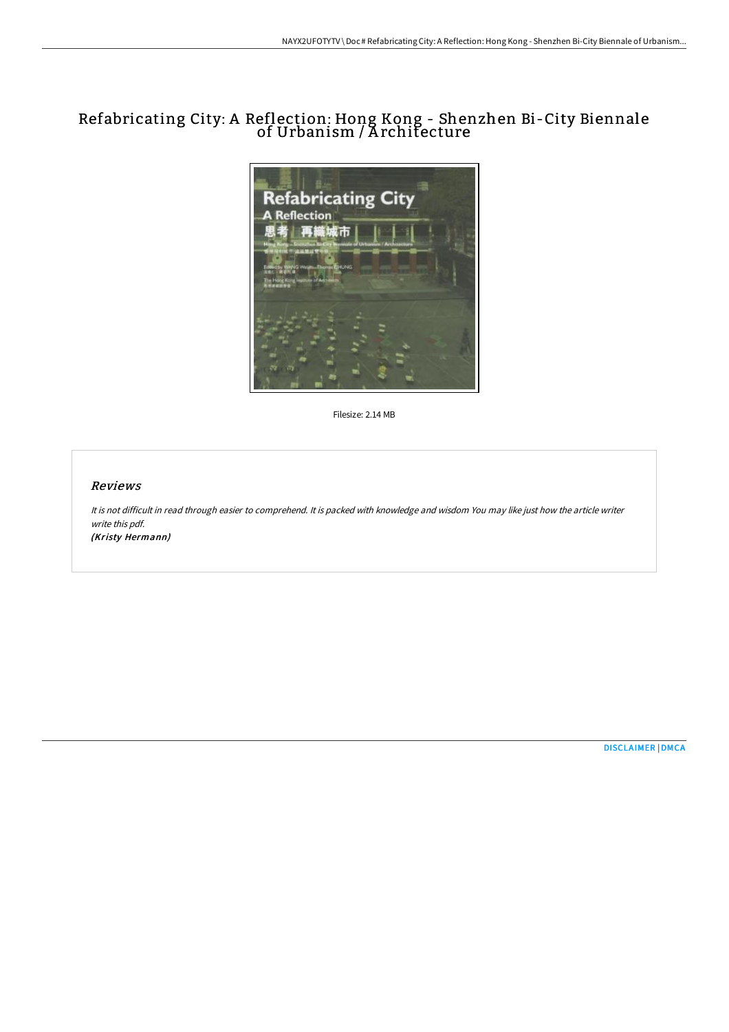# Refabricating City: A Reflection: Hong Kong - Shenzhen Bi-City Biennale of Urbanism / Architecture

Filesize: 2.14 MB

## Reviews

*It is not difficult in read through easier to comprehend. It is packed with knowledge and wisdom You may like just how the article writer write this pdf.*

***(Kristy Hermann)***

DISCLAIMER | DMCA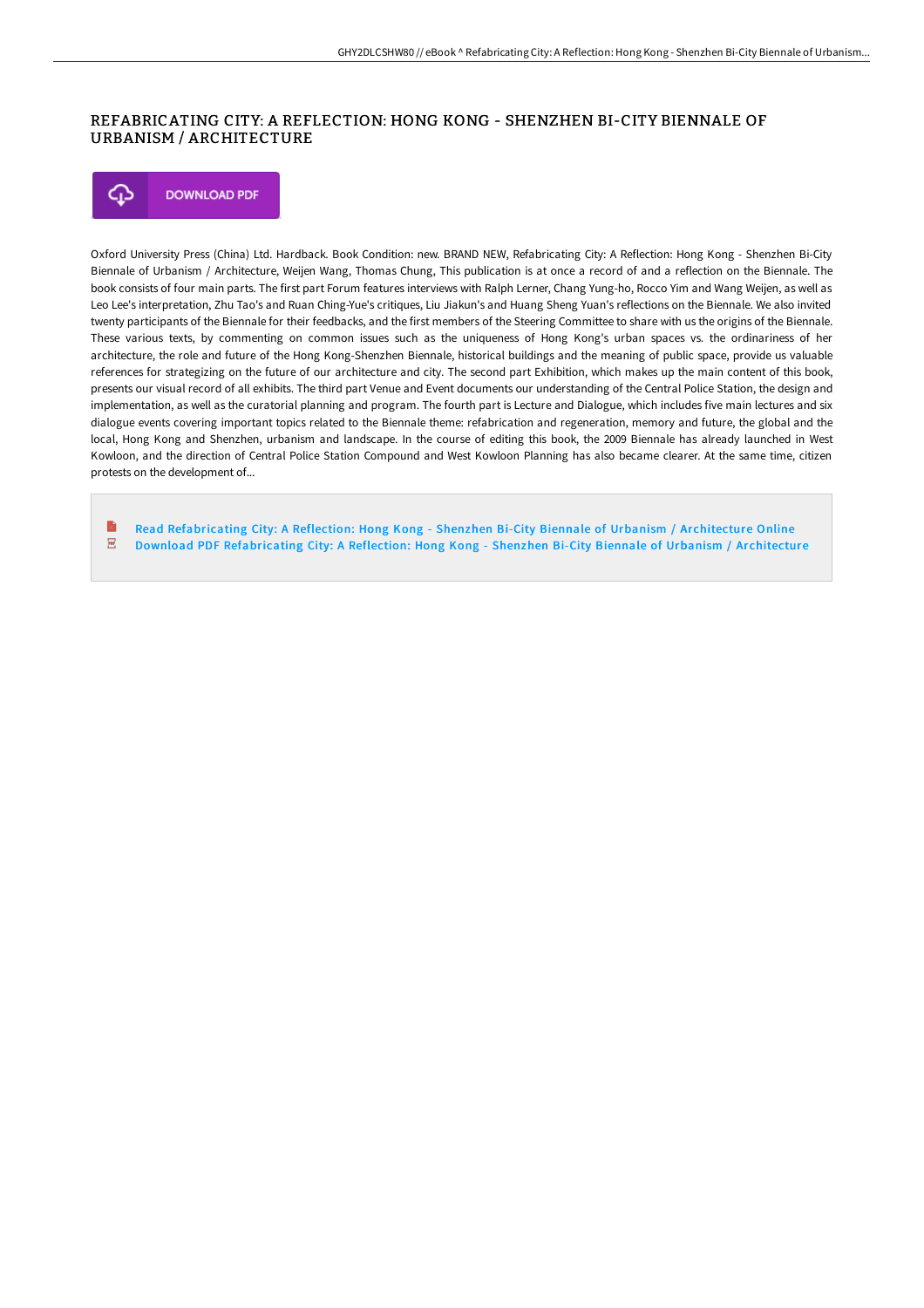# REFABRICATING CITY: A REFLECTION: HONG KONG - SHENZHEN BI-CITY BIENNALE OF URBANISM / ARCHITECTURE

DOWNLOAD PDF

Oxford University Press (China) Ltd. Hardback. Book Condition: new. BRAND NEW, Refabricating City: A Reflection: Hong Kong - Shenzhen Bi-City Biennale of Urbanism / Architecture, Weijen Wang, Thomas Chung, This publication is at once a record of and a reflection on the Biennale. The book consists of four main parts. The first part Forum features interviews with Ralph Lerner, Chang Yung-ho, Rocco Yim and Wang Weijen, as well as Leo Lee's interpretation, Zhu Tao's and Ruan Ching-Yue's critiques, Liu Jiakun's and Huang Sheng Yuan's reflections on the Biennale. We also invited twenty participants of the Biennale for their feedbacks, and the first members of the Steering Committee to share with us the origins of the Biennale. These various texts, by commenting on common issues such as the uniqueness of Hong Kong's urban spaces vs. the ordinariness of her architecture, the role and future of the Hong Kong-Shenzhen Biennale, historical buildings and the meaning of public space, provide us valuable references for strategizing on the future of our architecture and city. The second part Exhibition, which makes up the main content of this book, presents our visual record of all exhibits. The third part Venue and Event documents our understanding of the Central Police Station, the design and implementation, as well as the curatorial planning and program. The fourth part is Lecture and Dialogue, which includes five main lectures and six dialogue events covering important topics related to the Biennale theme: refabrication and regeneration, memory and future, the global and the local, Hong Kong and Shenzhen, urbanism and landscape. In the course of editing this book, the 2009 Biennale has already launched in West Kowloon, and the direction of Central Police Station Compound and West Kowloon Planning has also became clearer. At the same time, citizen protests on the development of...

- Read Refabricating City: A Reflection: Hong Kong - Shenzhen Bi-City Biennale of Urbanism / Architecture Online
- Download PDF Refabricating City: A Reflection: Hong Kong - Shenzhen Bi-City Biennale of Urbanism / Architecture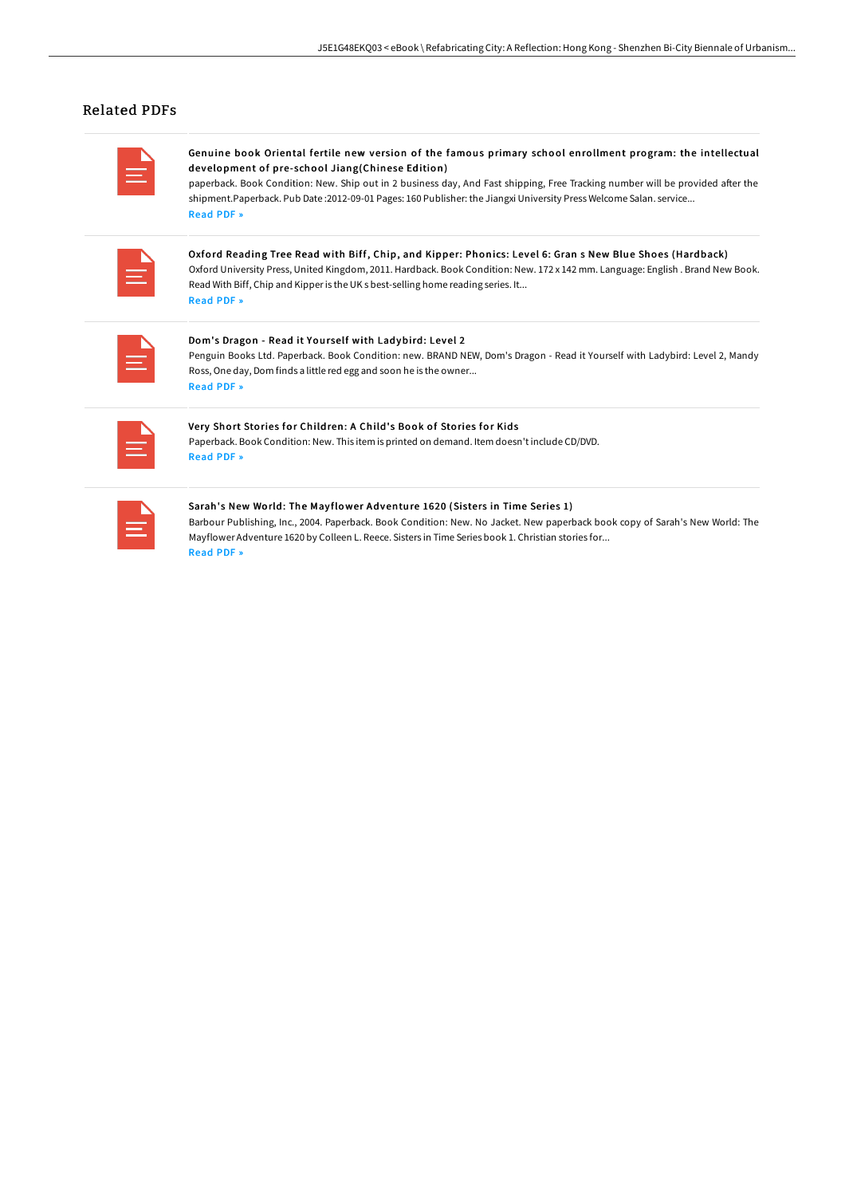## Related PDFs

**Genuine book Oriental fertile new version of the famous primary school enrollment program: the intellectual development of pre-school Jiang(Chinese Edition)**

paperback. Book Condition: New. Ship out in 2 business day, And Fast shipping, Free Tracking number will be provided after the shipment.Paperback. Pub Date :2012-09-01 Pages: 160 Publisher: the Jiangxi University Press Welcome Salan. service...

Read PDF »

**Oxford Reading Tree Read with Biff, Chip, and Kipper: Phonics: Level 6: Gran s New Blue Shoes (Hardback)**

Oxford University Press, United Kingdom, 2011. Hardback. Book Condition: New. 172 x 142 mm. Language: English . Brand New Book. Read With Biff, Chip and Kipper is the UK s best-selling home reading series. It...

Read PDF »

**Dom's Dragon - Read it Yourself with Ladybird: Level 2**

Penguin Books Ltd. Paperback. Book Condition: new. BRAND NEW, Dom's Dragon - Read it Yourself with Ladybird: Level 2, Mandy Ross, One day, Dom finds a little red egg and soon he is the owner...

Read PDF »

**Very Short Stories for Children: A Child's Book of Stories for Kids**

Paperback. Book Condition: New. This item is printed on demand. Item doesn't include CD/DVD.

Read PDF »

**Sarah's New World: The Mayflower Adventure 1620 (Sisters in Time Series 1)**

Barbour Publishing, Inc., 2004. Paperback. Book Condition: New. No Jacket. New paperback book copy of Sarah's New World: The Mayflower Adventure 1620 by Colleen L. Reece. Sisters in Time Series book 1. Christian stories for...

Read PDF »